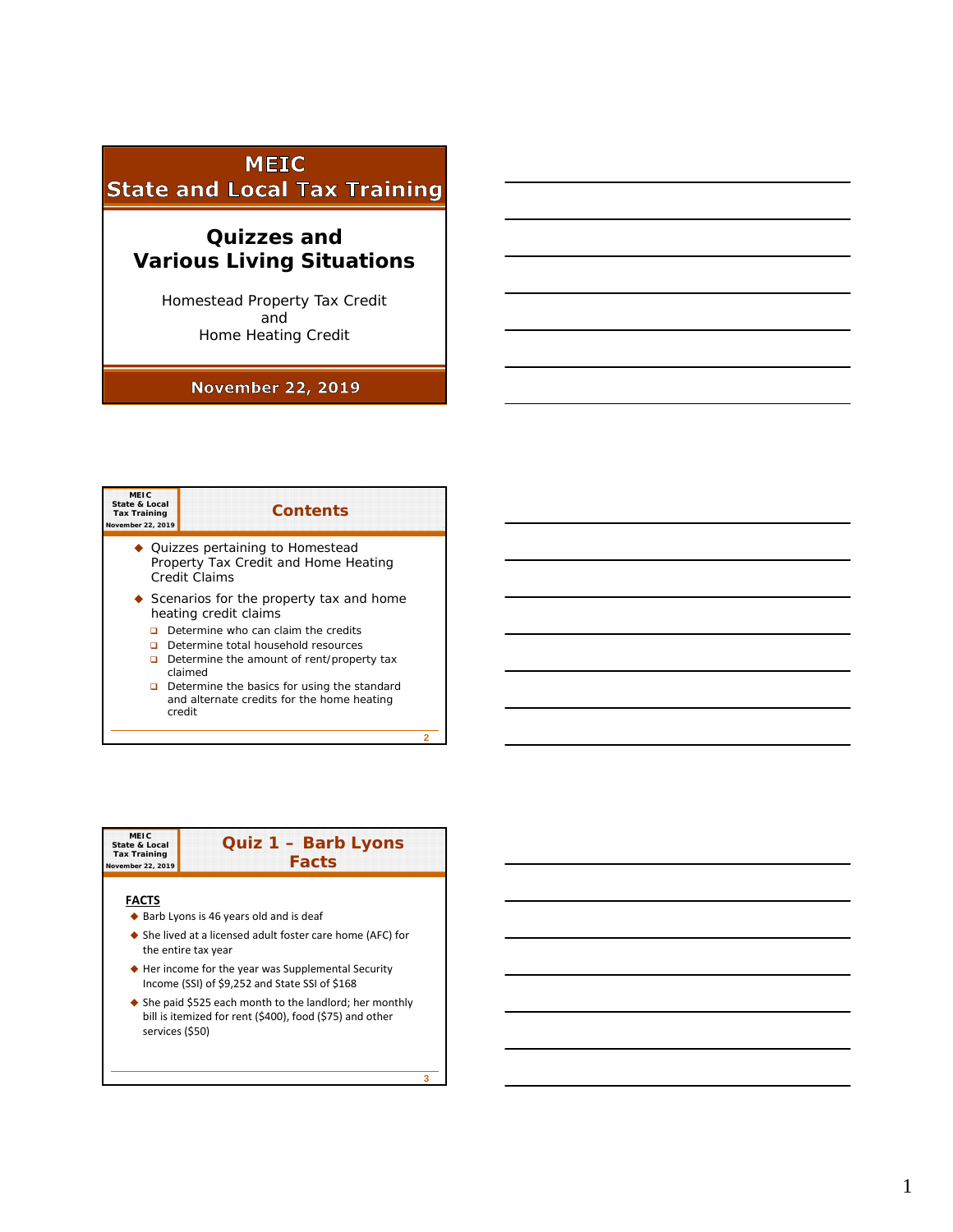# MEIC State and Local Tax Training

## Quizzes and Various Living Situations

Homestead Property Tax Credit
and
Home Heating Credit

November 22, 2019

## Contents

- Quizzes pertaining to Homestead Property Tax Credit and Home Heating Credit Claims
- Scenarios for the property tax and home heating credit claims
  - Determine who can claim the credits
  - Determine total household resources
  - Determine the amount of rent/property tax claimed
  - Determine the basics for using the standard and alternate credits for the home heating credit

## Quiz 1 – Barb Lyons Facts

**FACTS**

- Barb Lyons is 46 years old and is deaf
- She lived at a licensed adult foster care home (AFC) for the entire tax year
- Her income for the year was Supplemental Security Income (SSI) of $9,252 and State SSI of $168
- She paid $525 each month to the landlord; her monthly bill is itemized for rent ($400), food ($75) and other services ($50)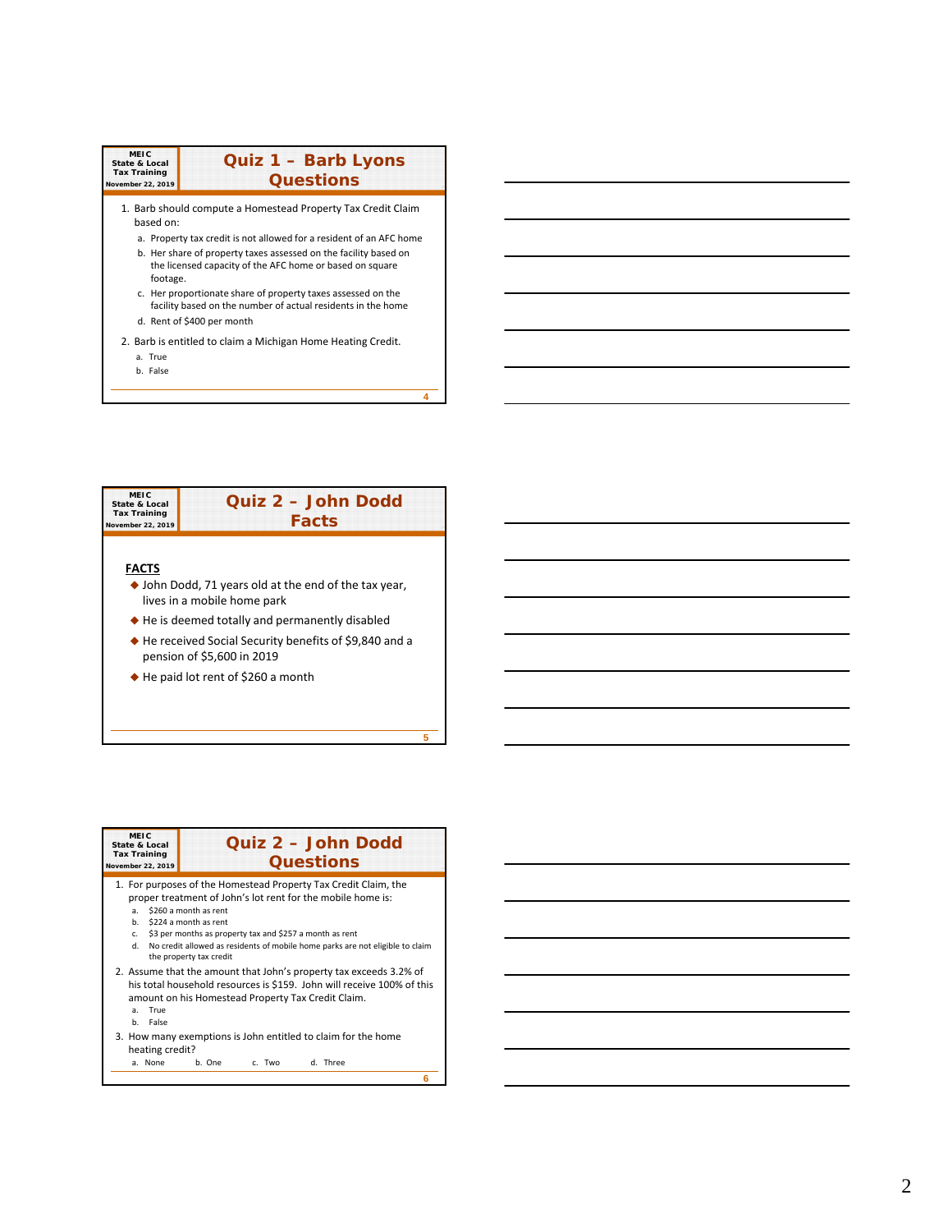## Quiz 1 – Barb Lyons Questions

1. Barb should compute a Homestead Property Tax Credit Claim based on:
   a. Property tax credit is not allowed for a resident of an AFC home
   b. Her share of property taxes assessed on the facility based on the licensed capacity of the AFC home or based on square footage.
   c. Her proportionate share of property taxes assessed on the facility based on the number of actual residents in the home
   d. Rent of $400 per month
2. Barb is entitled to claim a Michigan Home Heating Credit.
   a. True
   b. False

## Quiz 2 – John Dodd Facts

**FACTS**

- John Dodd, 71 years old at the end of the tax year, lives in a mobile home park
- He is deemed totally and permanently disabled
- He received Social Security benefits of $9,840 and a pension of $5,600 in 2019
- He paid lot rent of $260 a month

## Quiz 2 – John Dodd Questions

1. For purposes of the Homestead Property Tax Credit Claim, the proper treatment of John's lot rent for the mobile home is:
   a. $260 a month as rent
   b. $224 a month as rent
   c. $3 per months as property tax and $257 a month as rent
   d. No credit allowed as residents of mobile home parks are not eligible to claim the property tax credit
2. Assume that the amount that John's property tax exceeds 3.2% of his total household resources is $159. John will receive 100% of this amount on his Homestead Property Tax Credit Claim.
   a. True
   b. False
3. How many exemptions is John entitled to claim for the home heating credit?
   a. None  b. One  c. Two  d. Three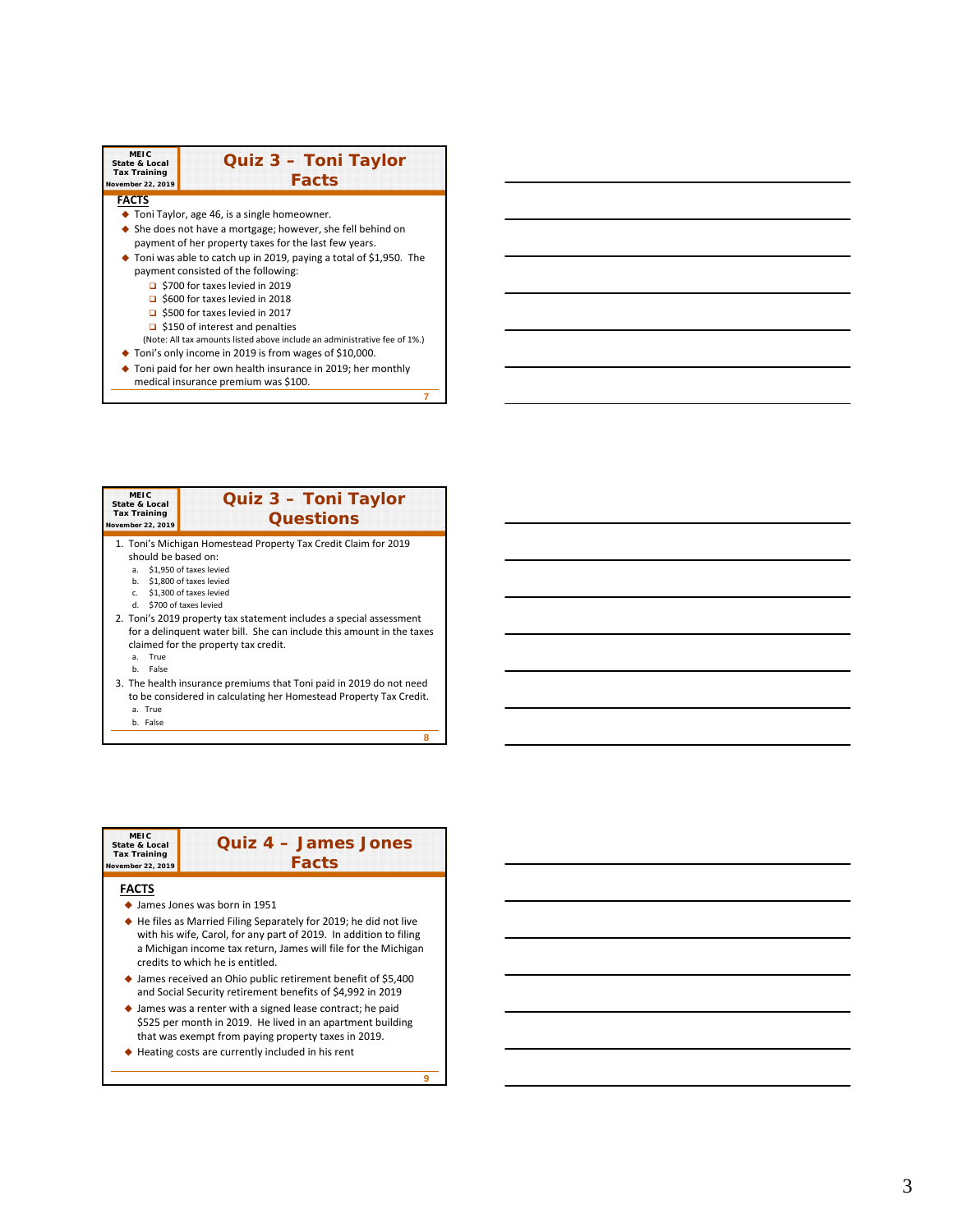## Quiz 3 – Toni Taylor Facts

**FACTS**

- Toni Taylor, age 46, is a single homeowner.
- She does not have a mortgage; however, she fell behind on payment of her property taxes for the last few years.
- Toni was able to catch up in 2019, paying a total of $1,950. The payment consisted of the following:
  - $700 for taxes levied in 2019
  - $600 for taxes levied in 2018
  - $500 for taxes levied in 2017
  - $150 of interest and penalties

  (Note: All tax amounts listed above include an administrative fee of 1%.)
- Toni's only income in 2019 is from wages of $10,000.
- Toni paid for her own health insurance in 2019; her monthly medical insurance premium was $100.

## Quiz 3 – Toni Taylor Questions

1. Toni's Michigan Homestead Property Tax Credit Claim for 2019 should be based on:
   a. $1,950 of taxes levied
   b. $1,800 of taxes levied
   c. $1,300 of taxes levied
   d. $700 of taxes levied
2. Toni's 2019 property tax statement includes a special assessment for a delinquent water bill. She can include this amount in the taxes claimed for the property tax credit.
   a. True
   b. False
3. The health insurance premiums that Toni paid in 2019 do not need to be considered in calculating her Homestead Property Tax Credit.
   a. True
   b. False

## Quiz 4 – James Jones Facts

**FACTS**

- James Jones was born in 1951
- He files as Married Filing Separately for 2019; he did not live with his wife, Carol, for any part of 2019. In addition to filing a Michigan income tax return, James will file for the Michigan credits to which he is entitled.
- James received an Ohio public retirement benefit of $5,400 and Social Security retirement benefits of $4,992 in 2019
- James was a renter with a signed lease contract; he paid $525 per month in 2019. He lived in an apartment building that was exempt from paying property taxes in 2019.
- Heating costs are currently included in his rent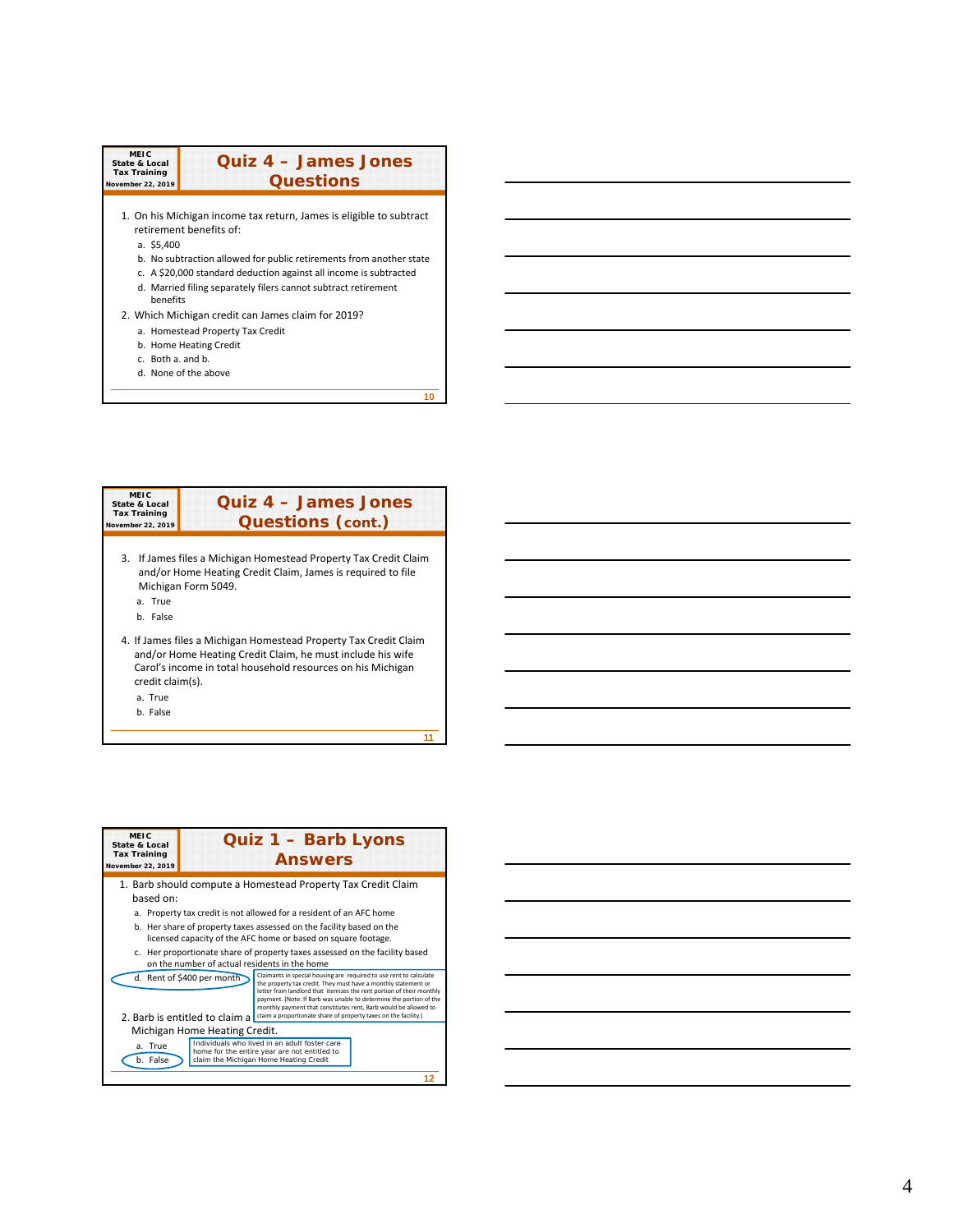MEIC State & Local Tax Training November 22, 2019

## Quiz 4 – James Jones Questions

1. On his Michigan income tax return, James is eligible to subtract retirement benefits of:
   a. $5,400
   b. No subtraction allowed for public retirements from another state
   c. A $20,000 standard deduction against all income is subtracted
   d. Married filing separately filers cannot subtract retirement benefits
2. Which Michigan credit can James claim for 2019?
   a. Homestead Property Tax Credit
   b. Home Heating Credit
   c. Both a. and b.
   d. None of the above

MEIC State & Local Tax Training November 22, 2019

## Quiz 4 – James Jones Questions (cont.)

3. If James files a Michigan Homestead Property Tax Credit Claim and/or Home Heating Credit Claim, James is required to file Michigan Form 5049.
   a. True
   b. False
4. If James files a Michigan Homestead Property Tax Credit Claim and/or Home Heating Credit Claim, he must include his wife Carol's income in total household resources on his Michigan credit claim(s).
   a. True
   b. False

MEIC State & Local Tax Training November 22, 2019

## Quiz 1 – Barb Lyons Answers

1. Barb should compute a Homestead Property Tax Credit Claim based on:
   a. Property tax credit is not allowed for a resident of an AFC home
   b. Her share of property taxes assessed on the facility based on the licensed capacity of the AFC home or based on square footage.
   c. Her proportionate share of property taxes assessed on the facility based on the number of actual residents in the home
   d. **Rent of $400 per month**

   Claimants in special housing are required to use rent to calculate the property tax credit. They must have a monthly statement or letter from landlord that itemizes the rent portion of their monthly payment. (Note: If Barb was unable to determine the portion of the monthly payment that constitutes rent, Barb would be allowed to claim a proportionate share of property taxes on the facility.)
2. Barb is entitled to claim a Michigan Home Heating Credit.
   a. True
   b. **False**

   Individuals who lived in an adult foster care home for the entire year are not entitled to claim the Michigan Home Heating Credit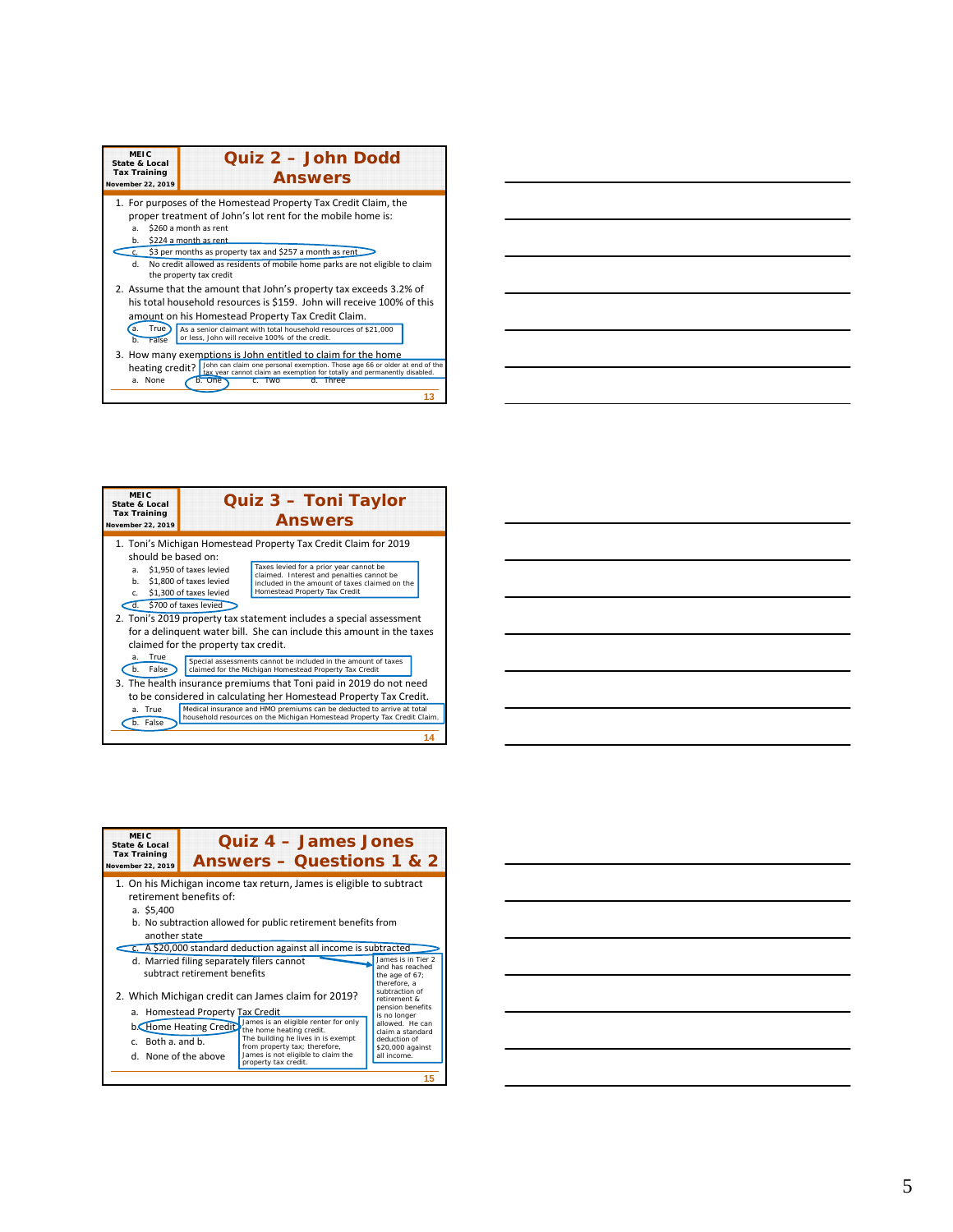## Quiz 2 – John Dodd Answers

1. For purposes of the Homestead Property Tax Credit Claim, the proper treatment of John's lot rent for the mobile home is:
   a. $260 a month as rent
   b. $224 a month as rent
   c. $3 per months as property tax and $257 a month as rent
   d. No credit allowed as residents of mobile home parks are not eligible to claim the property tax credit
2. Assume that the amount that John's property tax exceeds 3.2% of his total household resources is $159. John will receive 100% of this amount on his Homestead Property Tax Credit Claim.
   a. True
   b. False

   As a senior claimant with total household resources of $21,000 or less, John will receive 100% of the credit.
3. How many exemptions is John entitled to claim for the home heating credit?
   a. None b. One c. Two d. Three

   John can claim one personal exemption. Those age 66 or older at end of the tax year cannot claim an exemption for totally and permanently disabled.

## Quiz 3 – Toni Taylor Answers

1. Toni's Michigan Homestead Property Tax Credit Claim for 2019 should be based on:
   a. $1,950 of taxes levied
   b. $1,800 of taxes levied
   c. $1,300 of taxes levied
   d. $700 of taxes levied

   Taxes levied for a prior year cannot be claimed. Interest and penalties cannot be included in the amount of taxes claimed on the Homestead Property Tax Credit
2. Toni's 2019 property tax statement includes a special assessment for a delinquent water bill. She can include this amount in the taxes claimed for the property tax credit.
   a. True
   b. False

   Special assessments cannot be included in the amount of taxes claimed for the Michigan Homestead Property Tax Credit
3. The health insurance premiums that Toni paid in 2019 do not need to be considered in calculating her Homestead Property Tax Credit.
   a. True
   b. False

   Medical insurance and HMO premiums can be deducted to arrive at total household resources on the Michigan Homestead Property Tax Credit Claim.

## Quiz 4 – James Jones Answers – Questions 1 & 2

1. On his Michigan income tax return, James is eligible to subtract retirement benefits of:
   a. $5,400
   b. No subtraction allowed for public retirement benefits from another state
   c. A $20,000 standard deduction against all income is subtracted
   d. Married filing separately filers cannot subtract retirement benefits

   James is in Tier 2 and has reached the age of 67; therefore, a subtraction of retirement & pension benefits is no longer allowed. He can claim a standard deduction of $20,000 against all income.
2. Which Michigan credit can James claim for 2019?
   a. Homestead Property Tax Credit
   b. Home Heating Credit
   c. Both a. and b.
   d. None of the above

   James is an eligible renter for only the home heating credit. The building he lives in is exempt from property tax; therefore, James is not eligible to claim the property tax credit.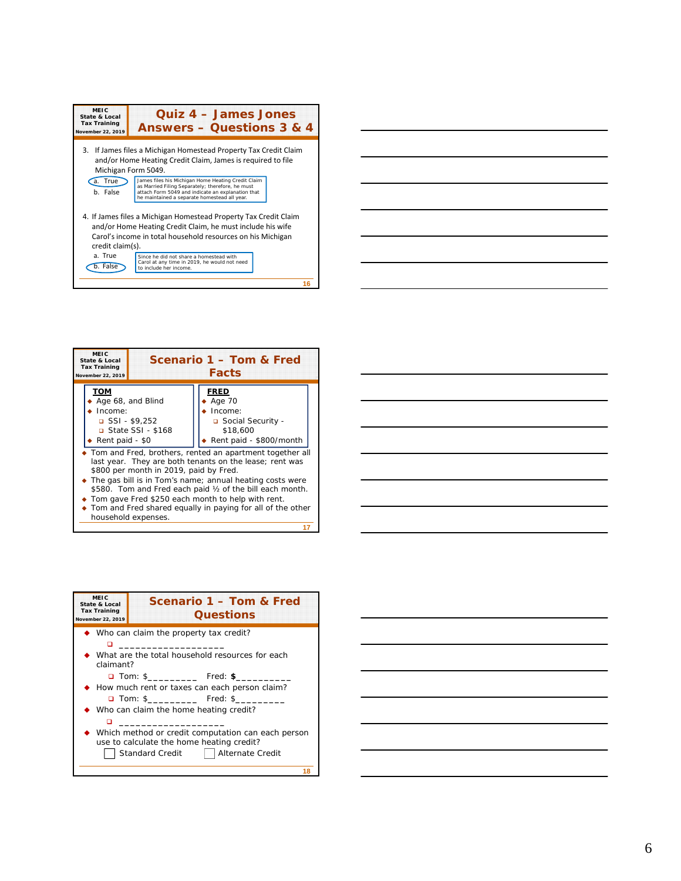## Quiz 4 – James Jones Answers – Questions 3 & 4

MEIC State & Local Tax Training November 22, 2019

3. If James files a Michigan Homestead Property Tax Credit Claim and/or Home Heating Credit Claim, James is required to file Michigan Form 5049.
   - a. True (circled)
   - b. False

   James files his Michigan Home Heating Credit Claim as Married Filing Separately; therefore, he must attach Form 5049 and indicate an explanation that he maintained a separate homestead all year.

4. If James files a Michigan Homestead Property Tax Credit Claim and/or Home Heating Credit Claim, he must include his wife Carol's income in total household resources on his Michigan credit claim(s).
   - a. True
   - b. False (circled)

   Since he did not share a homestead with Carol at any time in 2019, he would not need to include her income.

## Scenario 1 – Tom & Fred Facts

MEIC State & Local Tax Training November 22, 2019

**TOM**
- Age 68, and Blind
- Income:
  - SSI - $9,252
  - State SSI - $168
- Rent paid - $0

**FRED**
- Age 70
- Income:
  - Social Security - $18,600
- Rent paid - $800/month

- Tom and Fred, brothers, rented an apartment together all last year. They are both tenants on the lease; rent was $800 per month in 2019, paid by Fred.
- The gas bill is in Tom's name; annual heating costs were $580. Tom and Fred each paid ½ of the bill each month.
- Tom gave Fred $250 each month to help with rent.
- Tom and Fred shared equally in paying for all of the other household expenses.

## Scenario 1 – Tom & Fred Questions

MEIC State & Local Tax Training November 22, 2019

- Who can claim the property tax credit?
  - ____________________
- What are the total household resources for each claimant?
  - Tom: $_________ Fred: $__________
- How much rent or taxes can each person claim?
  - Tom: $_________ Fred: $_________
- Who can claim the home heating credit?
  - ____________________
- Which method or credit computation can each person use to calculate the home heating credit?
  - ☐ Standard Credit ☐ Alternate Credit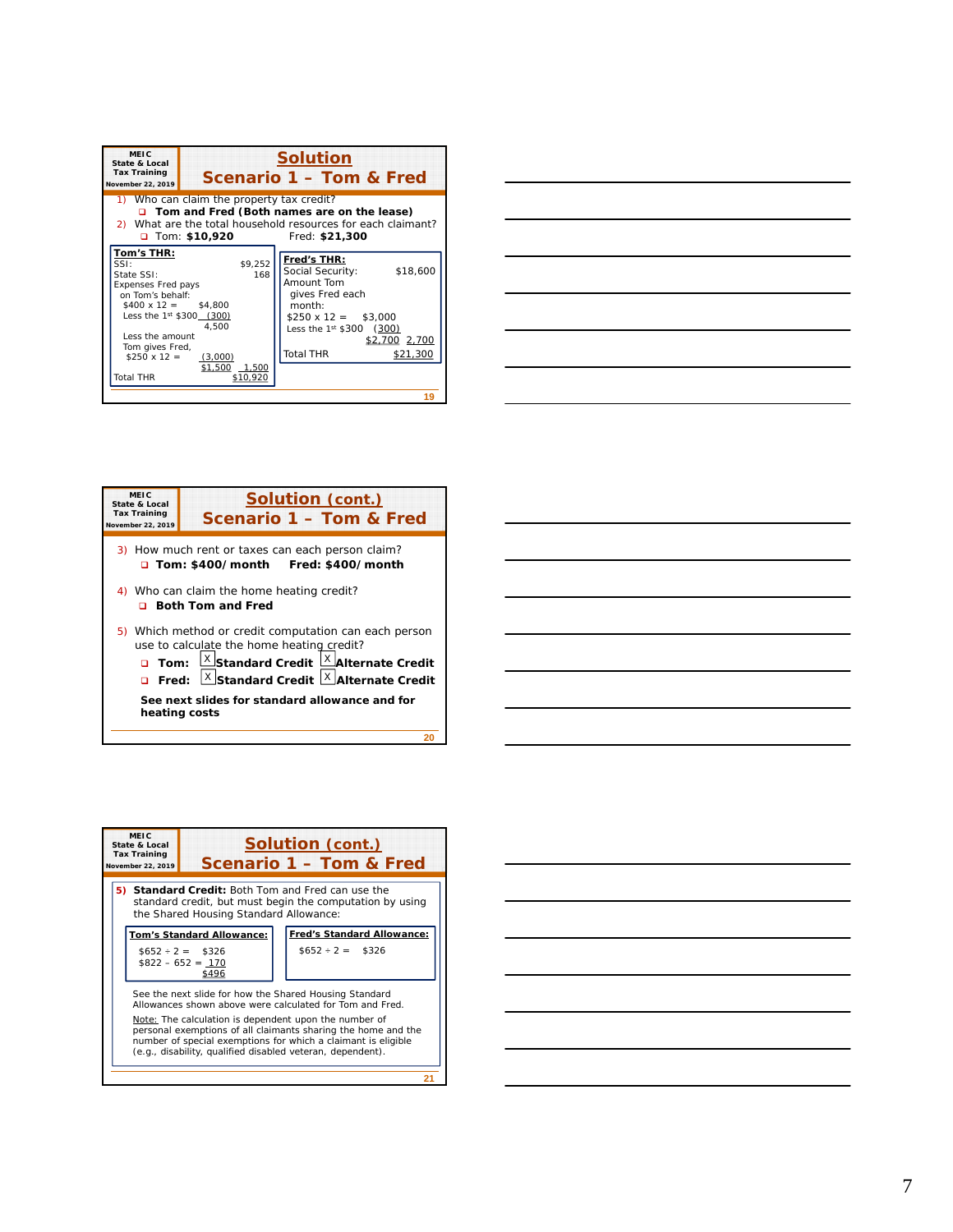## Solution
## Scenario 1 – Tom & Fred

1) Who can claim the property tax credit?
   - **Tom and Fred (Both names are on the lease)**
2) What are the total household resources for each claimant?
   - Tom: **$10,920** Fred: **$21,300**

**Tom's THR:**

| | | |
|---|---|---|
| SSI: | | $9,252 |
| State SSI: | | 168 |
| Expenses Fred pays on Tom's behalf: | | |
| $400 x 12 = | $4,800 | |
| Less the 1st $300 | (300) | |
| | 4,500 | |
| Less the amount Tom gives Fred, $250 x 12 = | (3,000) | |
| | $1,500 | 1,500 |
| Total THR | | $10,920 |

**Fred's THR:**

| | | |
|---|---|---|
| Social Security: | | $18,600 |
| Amount Tom gives Fred each month: | | |
| $250 x 12 = | $3,000 | |
| Less the 1st $300 | (300) | |
| | $2,700 | 2,700 |
| Total THR | | $21,300 |

## Solution (cont.)
## Scenario 1 – Tom & Fred

3) How much rent or taxes can each person claim?
   - **Tom: $400/month Fred: $400/month**
4) Who can claim the home heating credit?
   - **Both Tom and Fred**
5) Which method or credit computation can each person use to calculate the home heating credit?
   - **Tom:** [X] **Standard Credit** [X] **Alternate Credit**
   - **Fred:** [X] **Standard Credit** [X] **Alternate Credit**

**See next slides for standard allowance and for heating costs**

## Solution (cont.)
## Scenario 1 – Tom & Fred

5) **Standard Credit:** Both Tom and Fred can use the standard credit, but must begin the computation by using the Shared Housing Standard Allowance:

**Tom's Standard Allowance:**

$652 ÷ 2 = $326
$822 – 652 = 170
$496

**Fred's Standard Allowance:**

$652 ÷ 2 = $326

See the next slide for how the Shared Housing Standard Allowances shown above were calculated for Tom and Fred.

Note: The calculation is dependent upon the number of personal exemptions of all claimants sharing the home and the number of special exemptions for which a claimant is eligible (e.g., disability, qualified disabled veteran, dependent).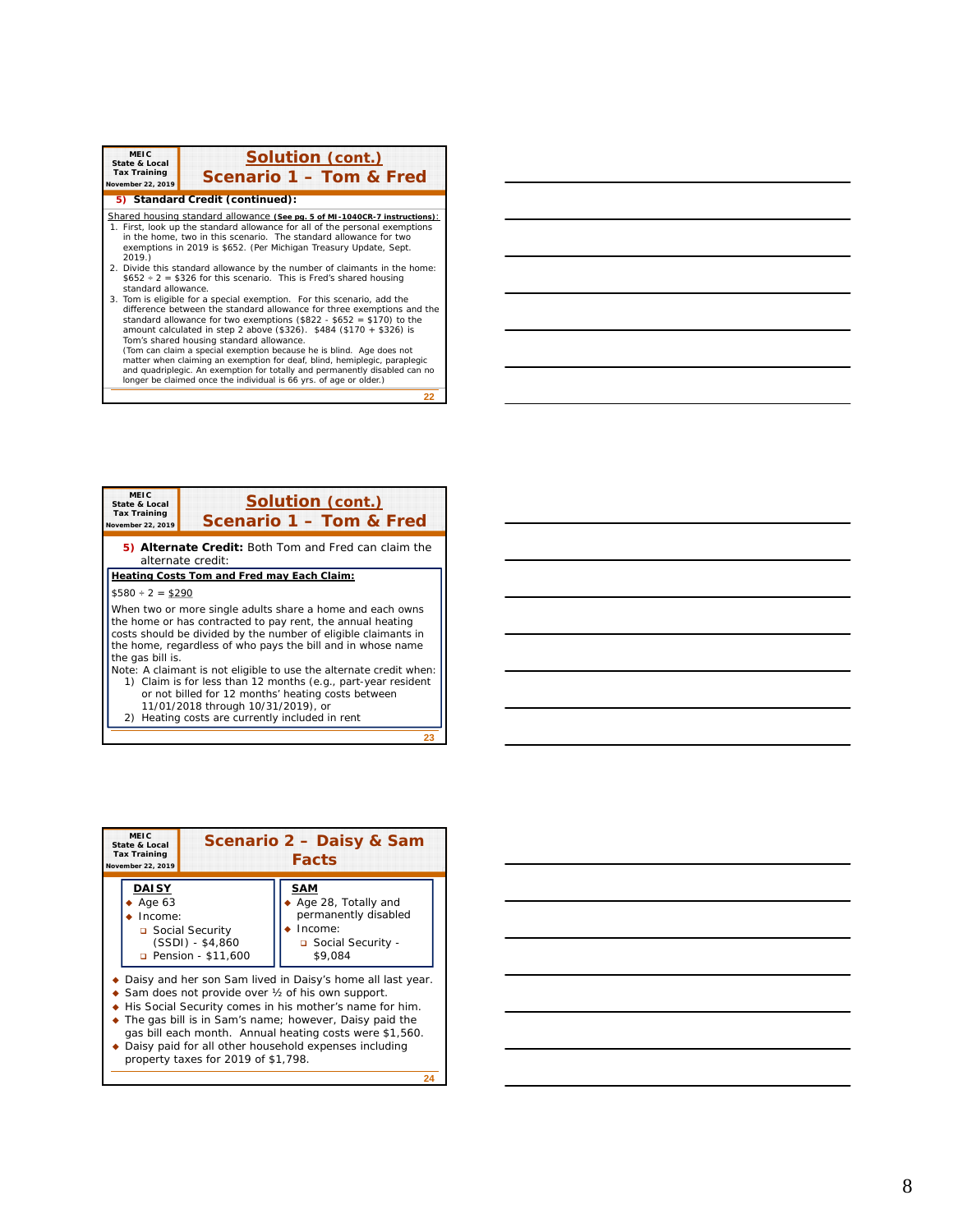## Solution (cont.)
## Scenario 1 – Tom & Fred

**5) Standard Credit (continued):**

Shared housing standard allowance **(See pg. 5 of MI-1040CR-7 instructions)**:

1. First, look up the standard allowance for all of the personal exemptions in the home, two in this scenario. The standard allowance for two exemptions in 2019 is $652. (Per Michigan Treasury Update, Sept. 2019.)
2. Divide this standard allowance by the number of claimants in the home: $652 ÷ 2 = $326 for this scenario. This is Fred's shared housing standard allowance.
3. Tom is eligible for a special exemption. For this scenario, add the difference between the standard allowance for three exemptions and the standard allowance for two exemptions ($822 - $652 = $170) to the amount calculated in step 2 above ($326). $484 ($170 + $326) is Tom's shared housing standard allowance.
   (Tom can claim a special exemption because he is blind. Age does not matter when claiming an exemption for deaf, blind, hemiplegic, paraplegic and quadriplegic. An exemption for totally and permanently disabled can no longer be claimed once the individual is 66 yrs. of age or older.)

---

## Solution (cont.)
## Scenario 1 – Tom & Fred

**5) Alternate Credit:** Both Tom and Fred can claim the alternate credit:

**Heating Costs Tom and Fred may Each Claim:**

$580 ÷ 2 = $290

When two or more single adults share a home and each owns the home or has contracted to pay rent, the annual heating costs should be divided by the number of eligible claimants in the home, regardless of who pays the bill and in whose name the gas bill is.

Note: A claimant is not eligible to use the alternate credit when:

1) Claim is for less than 12 months (e.g., part-year resident or not billed for 12 months' heating costs between 11/01/2018 through 10/31/2019), or
2) Heating costs are currently included in rent

---

## Scenario 2 – Daisy & Sam
## Facts

**DAISY**

- Age 63
- Income:
  - Social Security (SSDI) - $4,860
  - Pension - $11,600

**SAM**

- Age 28, Totally and permanently disabled
- Income:
  - Social Security - $9,084

- Daisy and her son Sam lived in Daisy's home all last year.
- Sam does not provide over ½ of his own support.
- His Social Security comes in his mother's name for him.
- The gas bill is in Sam's name; however, Daisy paid the gas bill each month. Annual heating costs were $1,560.
- Daisy paid for all other household expenses including property taxes for 2019 of $1,798.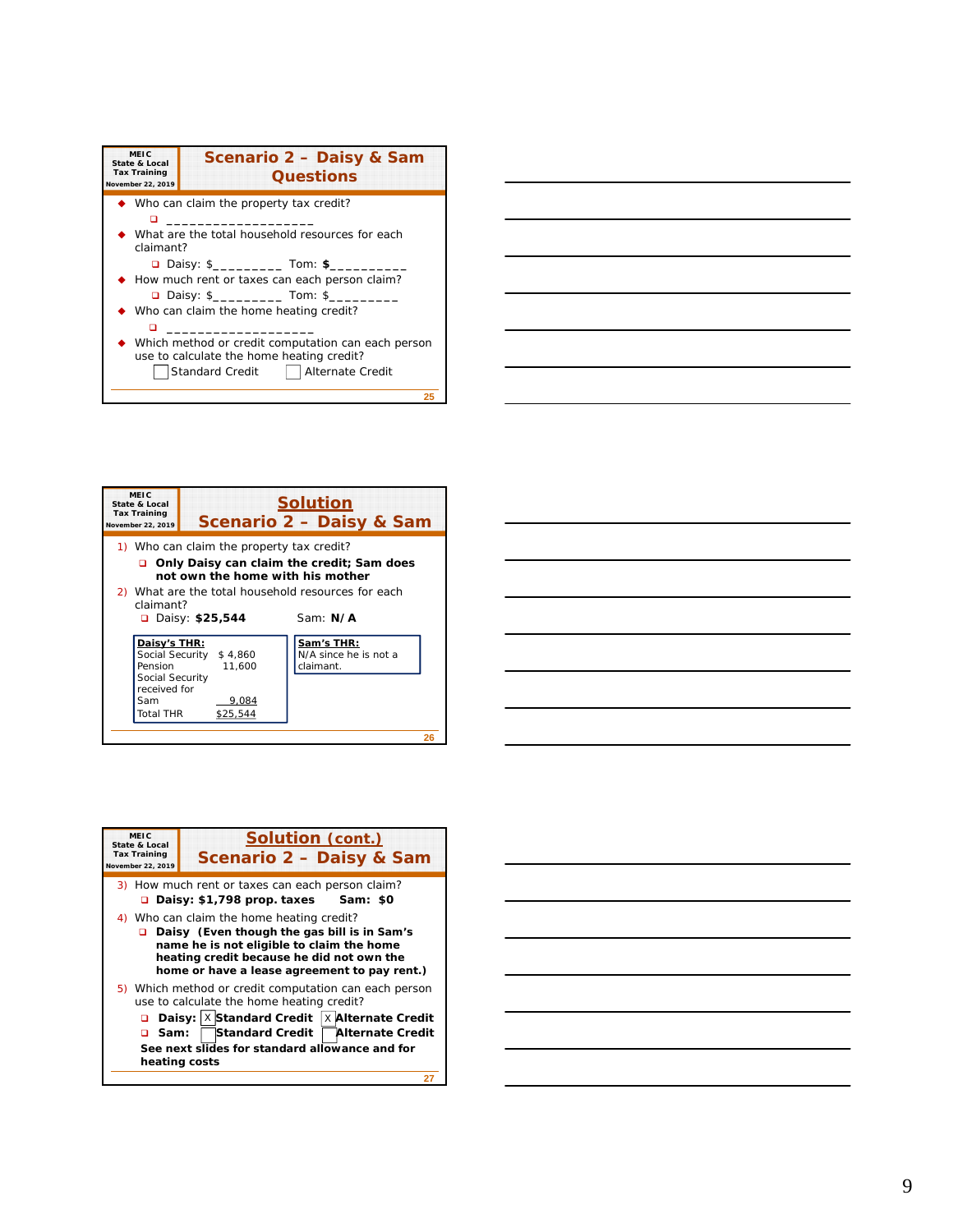## Scenario 2 – Daisy & Sam Questions

- Who can claim the property tax credit?
  - ____________________
- What are the total household resources for each claimant?
  - Daisy: $_________ Tom: $__________
- How much rent or taxes can each person claim?
  - Daisy: $_________ Tom: $_________
- Who can claim the home heating credit?
  - ____________________
- Which method or credit computation can each person use to calculate the home heating credit?

  ☐ Standard Credit ☐ Alternate Credit

## Solution
## Scenario 2 – Daisy & Sam

1) Who can claim the property tax credit?
   - **Only Daisy can claim the credit; Sam does not own the home with his mother**
2) What are the total household resources for each claimant?
   - Daisy: **$25,544** Sam: **N/A**

| Daisy's THR: | |
|---|---|
| Social Security | $ 4,860 |
| Pension | 11,600 |
| Social Security received for Sam | 9,084 |
| Total THR | $25,544 |

**Sam's THR:**
N/A since he is not a claimant.

## Solution (cont.)
## Scenario 2 – Daisy & Sam

3) How much rent or taxes can each person claim?
   - **Daisy: $1,798 prop. taxes Sam: $0**
4) Who can claim the home heating credit?
   - **Daisy (Even though the gas bill is in Sam's name he is not eligible to claim the home heating credit because he did not own the home or have a lease agreement to pay rent.)**
5) Which method or credit computation can each person use to calculate the home heating credit?
   - **Daisy:** ☒ **Standard Credit** ☒ **Alternate Credit**
   - **Sam:** ☐ **Standard Credit** ☐ **Alternate Credit**

   **See next slides for standard allowance and for heating costs**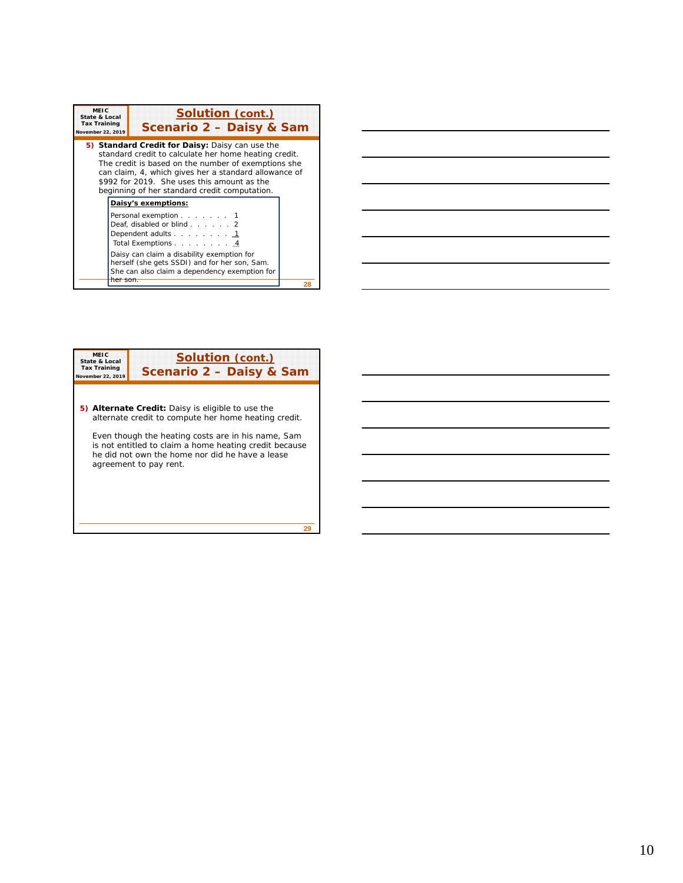## Solution (cont.)

## Scenario 2 – Daisy & Sam

**5) Standard Credit for Daisy:** Daisy can use the standard credit to calculate her home heating credit. The credit is based on the number of exemptions she can claim, 4, which gives her a standard allowance of $992 for 2019. She uses this amount as the beginning of her standard credit computation.

**Daisy's exemptions:**

| | |
|---|---|
| Personal exemption . . . . . . . | 1 |
| Deaf, disabled or blind . . . . . . | 2 |
| Dependent adults . . . . . . . . | 1 |
| Total Exemptions . . . . . . . . | 4 |

Daisy can claim a disability exemption for herself (she gets SSDI) and for her son, Sam. She can also claim a dependency exemption for her son.

## Solution (cont.)

## Scenario 2 – Daisy & Sam

**5) Alternate Credit:** Daisy is eligible to use the alternate credit to compute her home heating credit.

Even though the heating costs are in his name, Sam is not entitled to claim a home heating credit because he did not own the home nor did he have a lease agreement to pay rent.